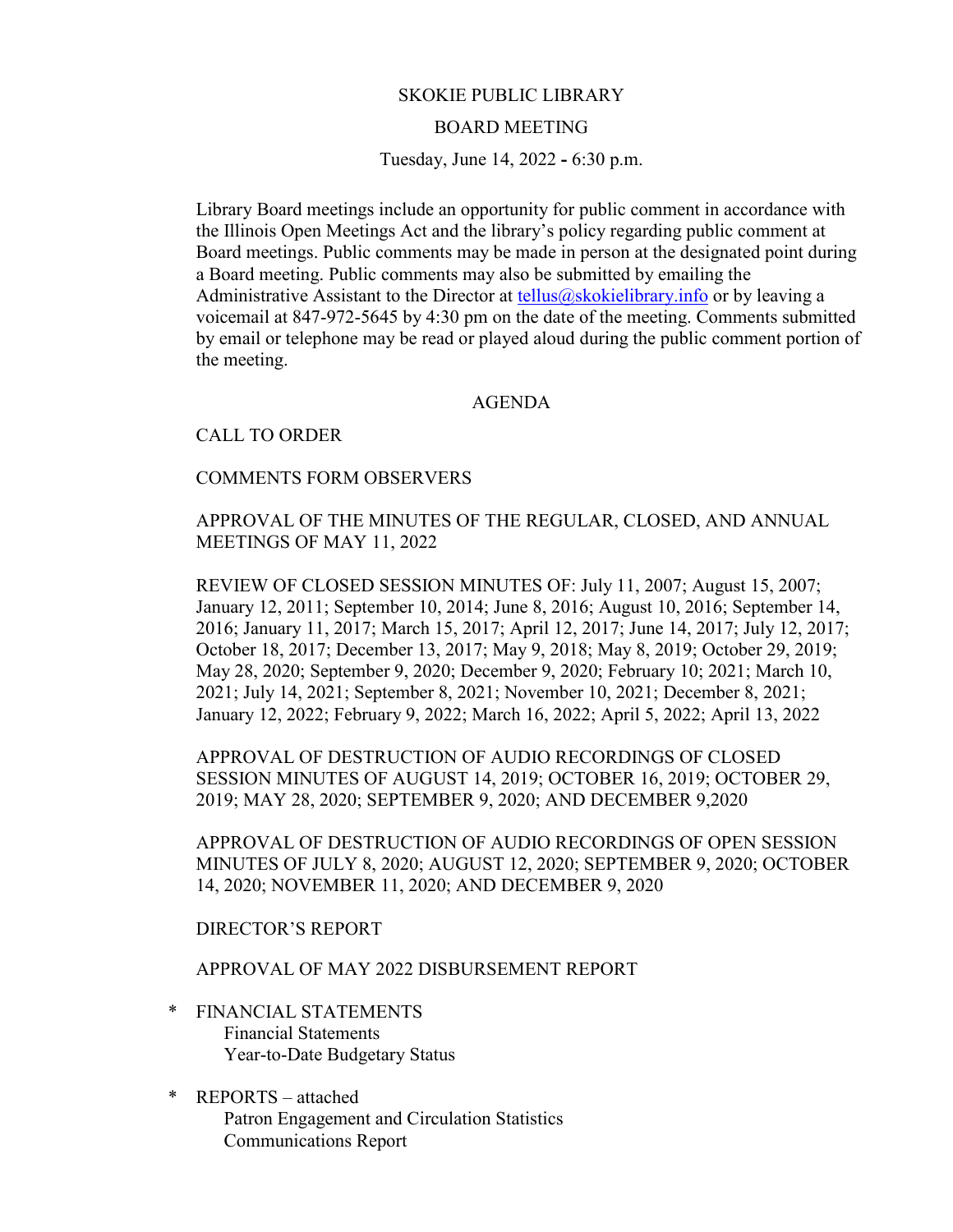# SKOKIE PUBLIC LIBRARY

## BOARD MEETING

Tuesday, June 14, 2022 **-** 6:30 p.m.

Library Board meetings include an opportunity for public comment in accordance with the Illinois Open Meetings Act and the library's policy regarding public comment at Board meetings. Public comments may be made in person at the designated point during a Board meeting. Public comments may also be submitted by emailing the Administrative Assistant to the Director at tellus@skokielibrary.info or by leaving a voicemail at 847-972-5645 by 4:30 pm on the date of the meeting. Comments submitted by email or telephone may be read or played aloud during the public comment portion of the meeting.

## AGENDA

CALL TO ORDER

COMMENTS FORM OBSERVERS

APPROVAL OF THE MINUTES OF THE REGULAR, CLOSED, AND ANNUAL MEETINGS OF MAY 11, 2022

REVIEW OF CLOSED SESSION MINUTES OF: July 11, 2007; August 15, 2007; January 12, 2011; September 10, 2014; June 8, 2016; August 10, 2016; September 14, 2016; January 11, 2017; March 15, 2017; April 12, 2017; June 14, 2017; July 12, 2017; October 18, 2017; December 13, 2017; May 9, 2018; May 8, 2019; October 29, 2019; May 28, 2020; September 9, 2020; December 9, 2020; February 10; 2021; March 10, 2021; July 14, 2021; September 8, 2021; November 10, 2021; December 8, 2021; January 12, 2022; February 9, 2022; March 16, 2022; April 5, 2022; April 13, 2022

APPROVAL OF DESTRUCTION OF AUDIO RECORDINGS OF CLOSED SESSION MINUTES OF AUGUST 14, 2019; OCTOBER 16, 2019; OCTOBER 29, 2019; MAY 28, 2020; SEPTEMBER 9, 2020; AND DECEMBER 9,2020

APPROVAL OF DESTRUCTION OF AUDIO RECORDINGS OF OPEN SESSION MINUTES OF JULY 8, 2020; AUGUST 12, 2020; SEPTEMBER 9, 2020; OCTOBER 14, 2020; NOVEMBER 11, 2020; AND DECEMBER 9, 2020

DIRECTOR'S REPORT

APPROVAL OF MAY 2022 DISBURSEMENT REPORT

\* FINANCIAL STATEMENTS
   - Financial Statements
   - Year-to-Date Budgetary Status

\* REPORTS – attached
   - Patron Engagement and Circulation Statistics
   - Communications Report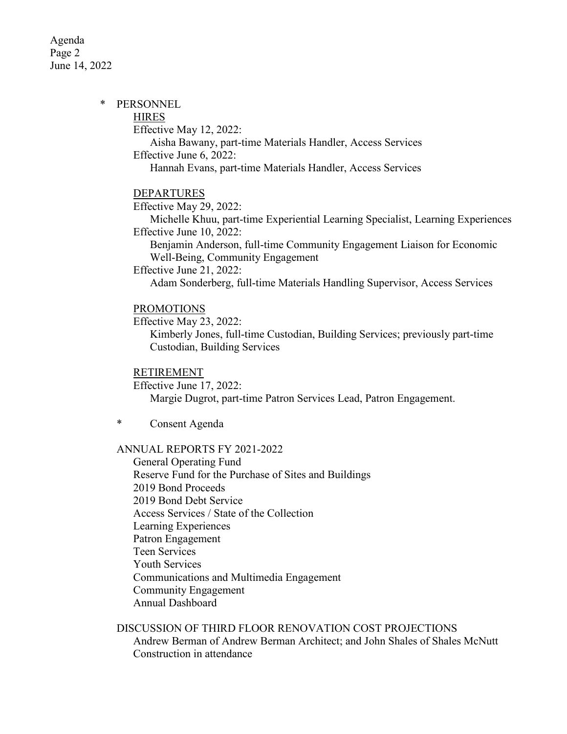\* PERSONNEL

HIRES

Effective May 12, 2022:

Aisha Bawany, part-time Materials Handler, Access Services

Effective June 6, 2022:

Hannah Evans, part-time Materials Handler, Access Services

DEPARTURES

Effective May 29, 2022:

Michelle Khuu, part-time Experiential Learning Specialist, Learning Experiences

Effective June 10, 2022:

Benjamin Anderson, full-time Community Engagement Liaison for Economic Well-Being, Community Engagement

Effective June 21, 2022:

Adam Sonderberg, full-time Materials Handling Supervisor, Access Services

PROMOTIONS

Effective May 23, 2022:

Kimberly Jones, full-time Custodian, Building Services; previously part-time Custodian, Building Services

RETIREMENT

Effective June 17, 2022:

Margie Dugrot, part-time Patron Services Lead, Patron Engagement.

\* Consent Agenda

ANNUAL REPORTS FY 2021-2022

General Operating Fund
Reserve Fund for the Purchase of Sites and Buildings
2019 Bond Proceeds
2019 Bond Debt Service
Access Services / State of the Collection
Learning Experiences
Patron Engagement
Teen Services
Youth Services
Communications and Multimedia Engagement
Community Engagement
Annual Dashboard

DISCUSSION OF THIRD FLOOR RENOVATION COST PROJECTIONS

Andrew Berman of Andrew Berman Architect; and John Shales of Shales McNutt Construction in attendance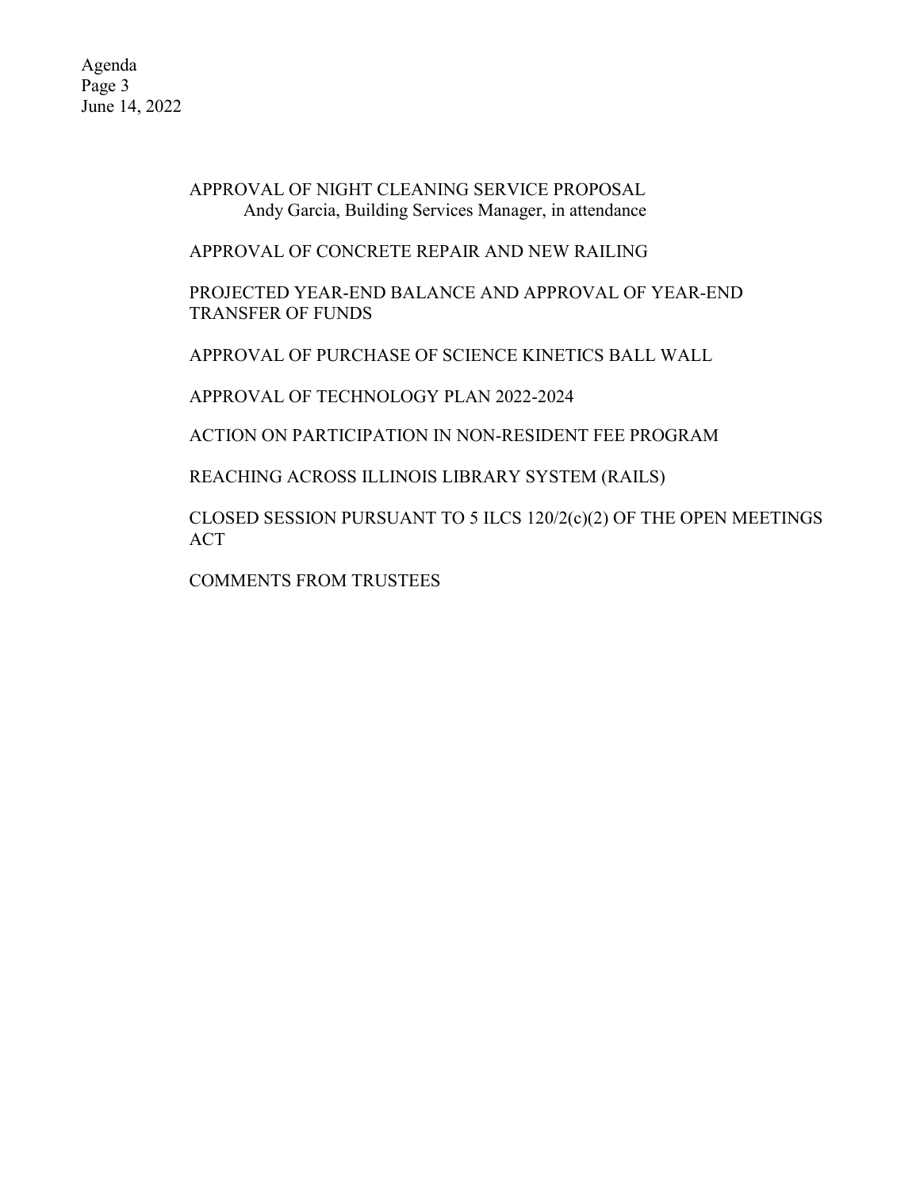APPROVAL OF NIGHT CLEANING SERVICE PROPOSAL
Andy Garcia, Building Services Manager, in attendance

APPROVAL OF CONCRETE REPAIR AND NEW RAILING

PROJECTED YEAR-END BALANCE AND APPROVAL OF YEAR-END TRANSFER OF FUNDS

APPROVAL OF PURCHASE OF SCIENCE KINETICS BALL WALL

APPROVAL OF TECHNOLOGY PLAN 2022-2024

ACTION ON PARTICIPATION IN NON-RESIDENT FEE PROGRAM

REACHING ACROSS ILLINOIS LIBRARY SYSTEM (RAILS)

CLOSED SESSION PURSUANT TO 5 ILCS 120/2(c)(2) OF THE OPEN MEETINGS ACT

COMMENTS FROM TRUSTEES